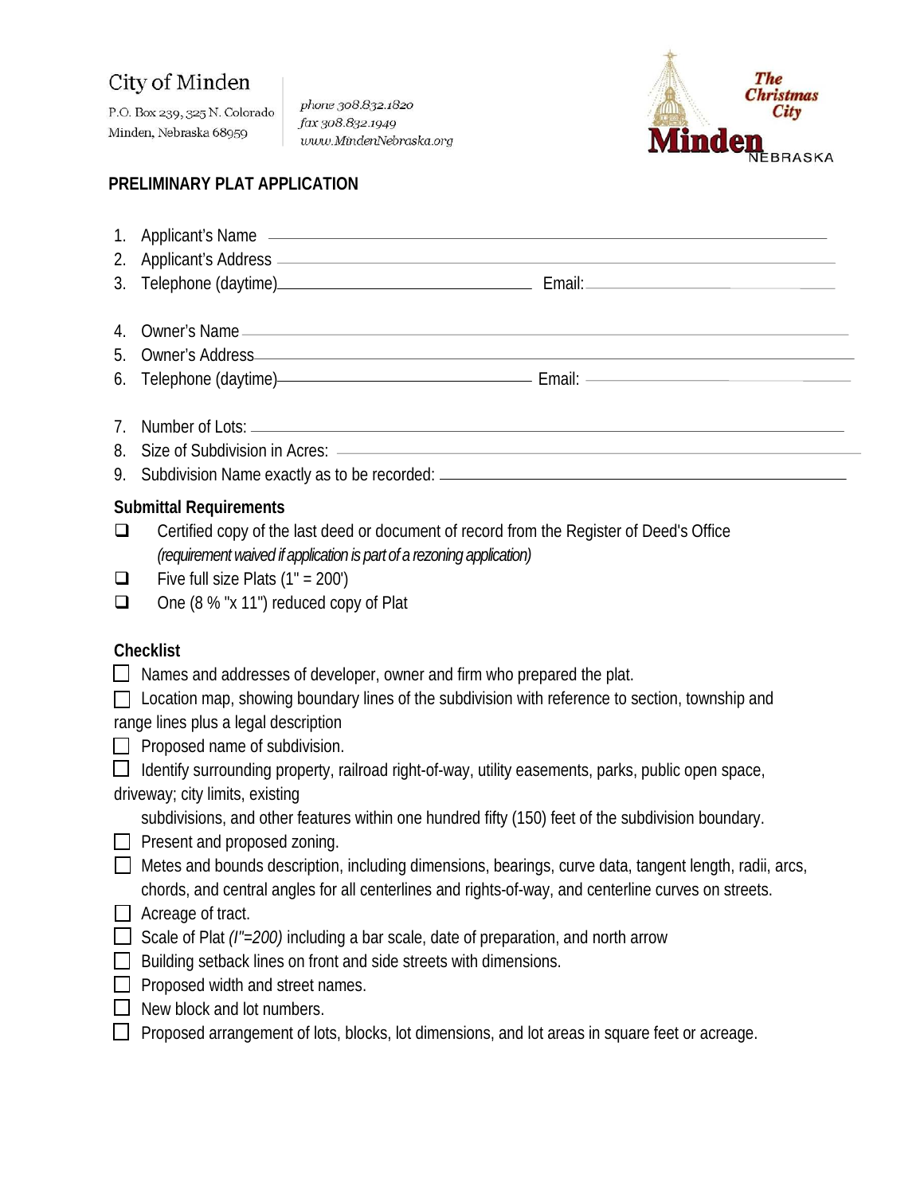City of Minden

P.O. Box 239, 325 N. Colorado
Minden, Nebraska 68959

phone 308.832.1820
fax 308.832.1949
www.MindenNebraska.org

The Christmas City
Minden NEBRASKA

## PRELIMINARY PLAT APPLICATION

1. Applicant's Name \_\_\_\_\_\_\_\_\_\_\_\_\_\_\_\_\_\_\_\_\_\_\_\_\_\_\_\_\_\_\_\_\_\_\_\_\_\_\_\_
2. Applicant's Address \_\_\_\_\_\_\_\_\_\_\_\_\_\_\_\_\_\_\_\_\_\_\_\_\_\_\_\_\_\_\_\_\_\_\_\_\_\_\_\_
3. Telephone (daytime)\_\_\_\_\_\_\_\_\_\_\_\_\_\_\_\_\_\_\_\_ Email:\_\_\_\_\_\_\_\_\_\_\_\_\_\_\_\_\_\_\_\_

4. Owner's Name \_\_\_\_\_\_\_\_\_\_\_\_\_\_\_\_\_\_\_\_\_\_\_\_\_\_\_\_\_\_\_\_\_\_\_\_\_\_\_\_
5. Owner's Address\_\_\_\_\_\_\_\_\_\_\_\_\_\_\_\_\_\_\_\_\_\_\_\_\_\_\_\_\_\_\_\_\_\_\_\_\_\_\_\_
6. Telephone (daytime)\_\_\_\_\_\_\_\_\_\_\_\_\_\_\_\_\_\_\_\_ Email: \_\_\_\_\_\_\_\_\_\_\_\_\_\_\_\_\_\_\_\_

7. Number of Lots: \_\_\_\_\_\_\_\_\_\_\_\_\_\_\_\_\_\_\_\_\_\_\_\_\_\_\_\_\_\_\_\_\_\_\_\_\_\_\_\_
8. Size of Subdivision in Acres: \_\_\_\_\_\_\_\_\_\_\_\_\_\_\_\_\_\_\_\_\_\_\_\_\_\_\_\_\_\_\_\_\_\_\_\_\_\_\_\_
9. Subdivision Name exactly as to be recorded: \_\_\_\_\_\_\_\_\_\_\_\_\_\_\_\_\_\_\_\_\_\_\_\_\_\_\_\_\_\_\_\_\_\_\_\_\_\_\_\_

### Submittal Requirements

- ☐ Certified copy of the last deed or document of record from the Register of Deed's Office *(requirement waived if application is part of a rezoning application)*
- ☐ Five full size Plats (1" = 200')
- ☐ One (8 % "x 11") reduced copy of Plat

### Checklist

- ☐ Names and addresses of developer, owner and firm who prepared the plat.
- ☐ Location map, showing boundary lines of the subdivision with reference to section, township and range lines plus a legal description
- ☐ Proposed name of subdivision.
- ☐ Identify surrounding property, railroad right-of-way, utility easements, parks, public open space, driveway; city limits, existing subdivisions, and other features within one hundred fifty (150) feet of the subdivision boundary.
- ☐ Present and proposed zoning.
- ☐ Metes and bounds description, including dimensions, bearings, curve data, tangent length, radii, arcs, chords, and central angles for all centerlines and rights-of-way, and centerline curves on streets.
- ☐ Acreage of tract.
- ☐ Scale of Plat *(I"=200)* including a bar scale, date of preparation, and north arrow
- ☐ Building setback lines on front and side streets with dimensions.
- ☐ Proposed width and street names.
- ☐ New block and lot numbers.
- ☐ Proposed arrangement of lots, blocks, lot dimensions, and lot areas in square feet or acreage.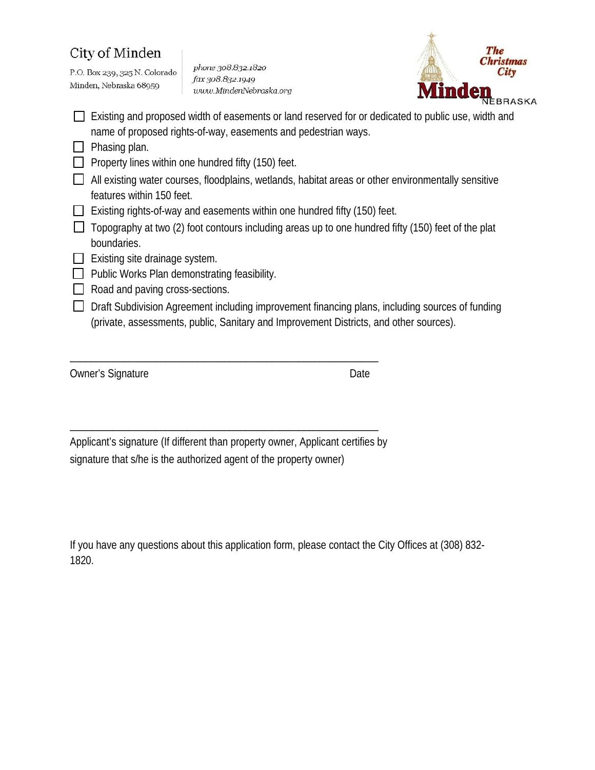City of Minden

P.O. Box 239, 325 N. Colorado
Minden, Nebraska 68959

phone 308.832.1820
fax 308.832.1949
www.MindenNebraska.org

- ☐ Existing and proposed width of easements or land reserved for or dedicated to public use, width and name of proposed rights-of-way, easements and pedestrian ways.
- ☐ Phasing plan.
- ☐ Property lines within one hundred fifty (150) feet.
- ☐ All existing water courses, floodplains, wetlands, habitat areas or other environmentally sensitive features within 150 feet.
- ☐ Existing rights-of-way and easements within one hundred fifty (150) feet.
- ☐ Topography at two (2) foot contours including areas up to one hundred fifty (150) feet of the plat boundaries.
- ☐ Existing site drainage system.
- ☐ Public Works Plan demonstrating feasibility.
- ☐ Road and paving cross-sections.
- ☐ Draft Subdivision Agreement including improvement financing plans, including sources of funding (private, assessments, public, Sanitary and Improvement Districts, and other sources).

_______________________________________________________

Owner's Signature Date

_______________________________________________________

Applicant's signature (If different than property owner, Applicant certifies by signature that s/he is the authorized agent of the property owner)

If you have any questions about this application form, please contact the City Offices at (308) 832-1820.